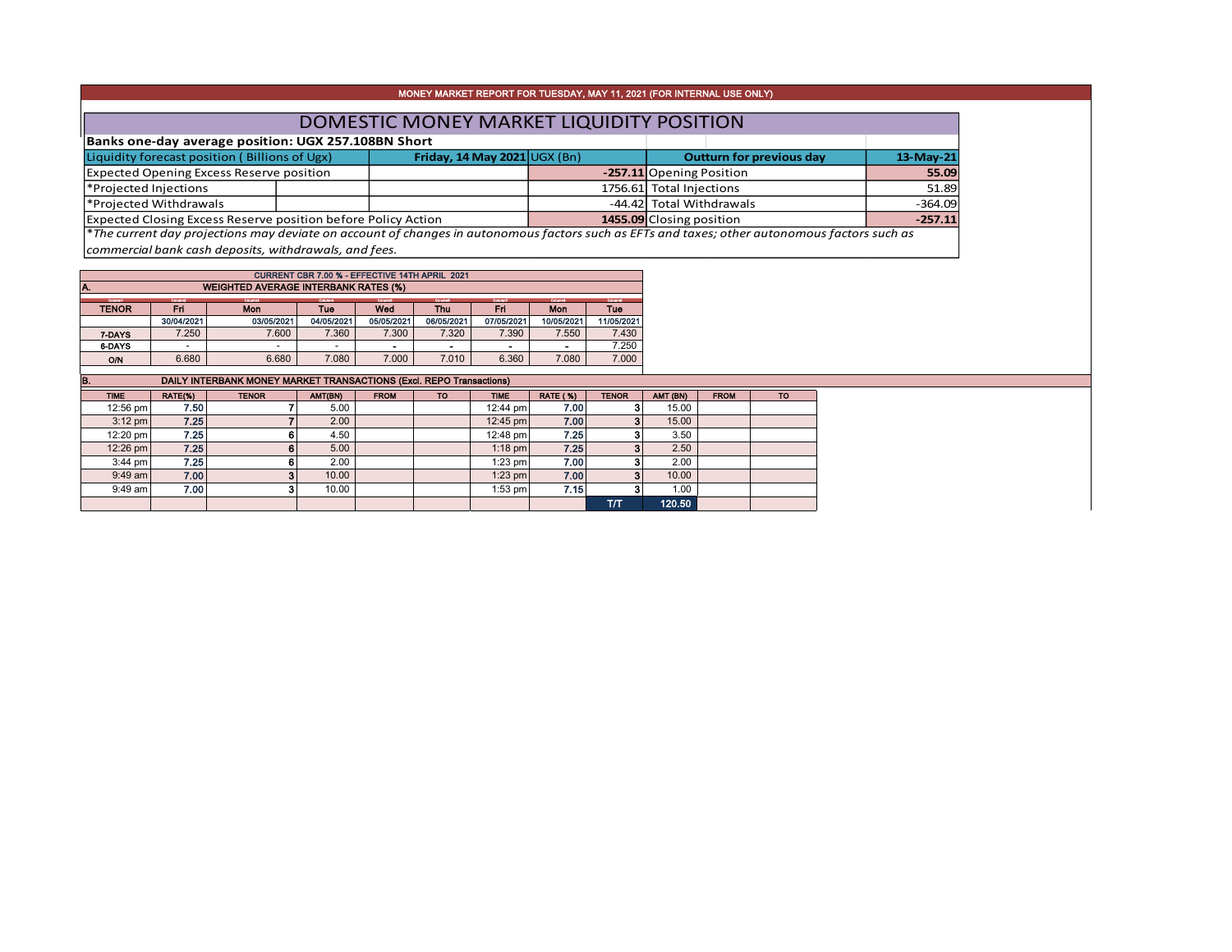MONEY MARKET REPORT FOR TUESDAY, MAY 11, 2021 (FOR INTERNAL USE ONLY)

# DOMESTIC MONEY MARKET LIQUIDITY POSITION

**Banks one-day average position: UGX 257.108BN Short**

| Liquidity forecast position ( Billions of Ugx) | Friday, 14 May 2021 UGX (Bn) | Outturn for previous day | 13-May-21 |
|---|---|---|---|
| Expected Opening Excess Reserve position | **-257.11** | Opening Position | **55.09** |
| *Projected Injections | 1756.61 | Total Injections | 51.89 |
| *Projected Withdrawals | -44.42 | Total Withdrawals | -364.09 |
| Expected Closing Excess Reserve position before Policy Action | **1455.09** | Closing position | **-257.11** |

*\*The current day projections may deviate on account of changes in autonomous factors such as EFTs and taxes; other autonomous factors such as commercial bank cash deposits, withdrawals, and fees.*

CURRENT CBR 7.00 % - EFFECTIVE 14TH APRIL 2021

## A. WEIGHTED AVERAGE INTERBANK RATES (%)

| TENOR | Fri | Mon | Tue | Wed | Thu | Fri | Mon | Tue |
|---|---|---|---|---|---|---|---|---|
| | 30/04/2021 | 03/05/2021 | 04/05/2021 | 05/05/2021 | 06/05/2021 | 07/05/2021 | 10/05/2021 | 11/05/2021 |
| 7-DAYS | 7.250 | 7.600 | 7.360 | 7.300 | 7.320 | 7.390 | 7.550 | 7.430 |
| 6-DAYS | - | - | - | - | - | - | - | 7.250 |
| O/N | 6.680 | 6.680 | 7.080 | 7.000 | 7.010 | 6.360 | 7.080 | 7.000 |

## B. DAILY INTERBANK MONEY MARKET TRANSACTIONS (Excl. REPO Transactions)

| TIME | RATE(%) | TENOR | AMT(BN) | FROM | TO | TIME | RATE (%) | TENOR | AMT (BN) | FROM | TO |
|---|---|---|---|---|---|---|---|---|---|---|---|
| 12:56 pm | 7.50 | 7 | 5.00 | | | 12:44 pm | 7.00 | 3 | 15.00 | | |
| 3:12 pm | 7.25 | 7 | 2.00 | | | 12:45 pm | 7.00 | 3 | 15.00 | | |
| 12:20 pm | 7.25 | 6 | 4.50 | | | 12:48 pm | 7.25 | 3 | 3.50 | | |
| 12:26 pm | 7.25 | 6 | 5.00 | | | 1:18 pm | 7.25 | 3 | 2.50 | | |
| 3:44 pm | 7.25 | 6 | 2.00 | | | 1:23 pm | 7.00 | 3 | 2.00 | | |
| 9:49 am | 7.00 | 3 | 10.00 | | | 1:23 pm | 7.00 | 3 | 10.00 | | |
| 9:49 am | 7.00 | 3 | 10.00 | | | 1:53 pm | 7.15 | 3 | 1.00 | | |
| | | | | | | | | T/T | 120.50 | | |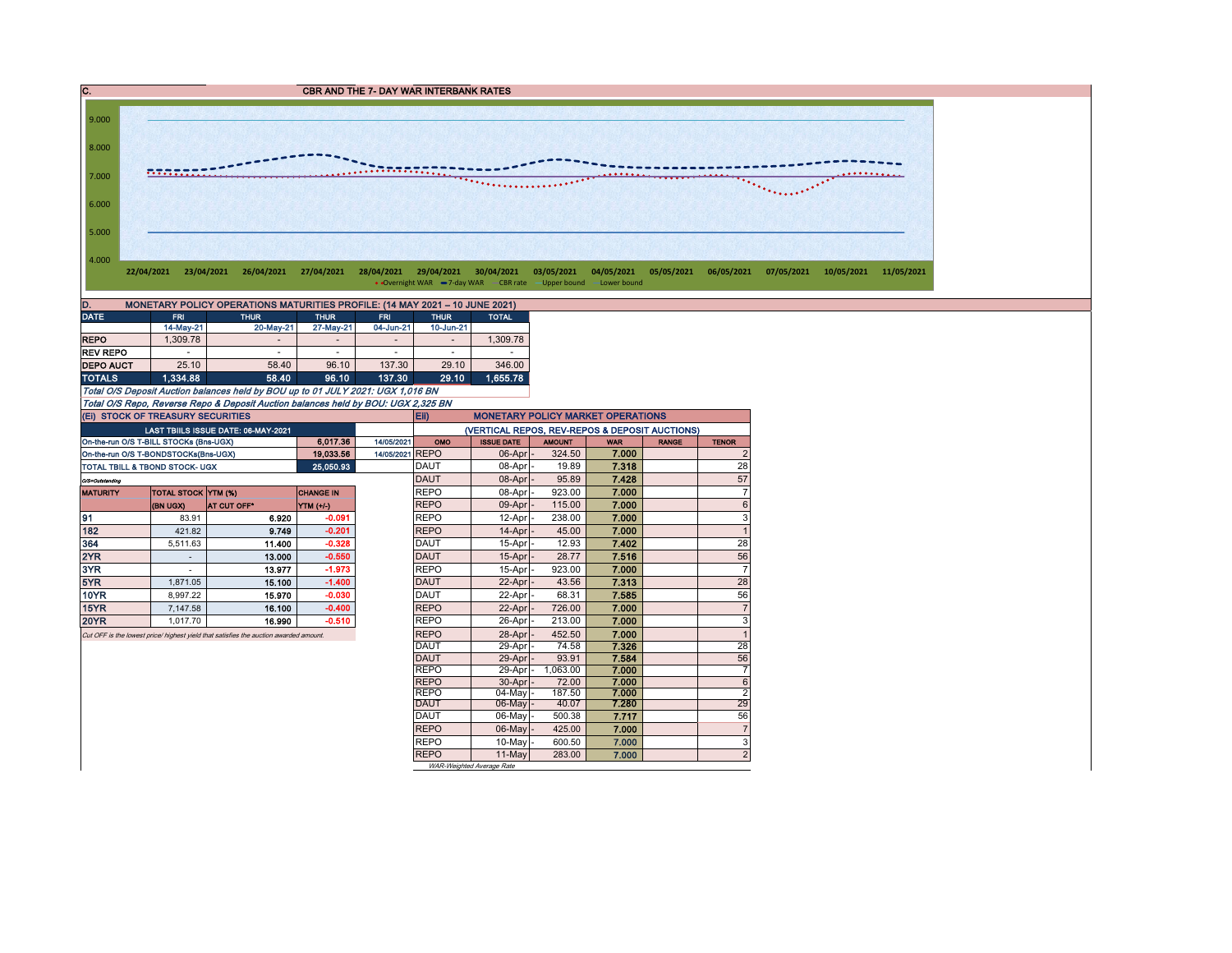## C. CBR AND THE 7- DAY WAR INTERBANK RATES

9.000
8.000
7.000
6.000
5.000
4.000

22/04/2021 23/04/2021 26/04/2021 27/04/2021 28/04/2021 29/04/2021 30/04/2021 03/05/2021 04/05/2021 05/05/2021 06/05/2021 07/05/2021 10/05/2021 11/05/2021

Overnight WAR — 7-day WAR — CBR rate — Upper bound — Lower bound

## D. MONETARY POLICY OPERATIONS MATURITIES PROFILE: (14 MAY 2021 – 10 JUNE 2021)

| DATE | FRI | THUR | THUR | FRI | THUR | TOTAL |
|---|---|---|---|---|---|---|
| | 14-May-21 | 20-May-21 | 27-May-21 | 04-Jun-21 | 10-Jun-21 | |
| REPO | 1,309.78 | - | - | - | - | 1,309.78 |
| REV REPO | - | - | - | - | - | - |
| DEPO AUCT | 25.10 | 58.40 | 96.10 | 137.30 | 29.10 | 346.00 |
| TOTALS | 1,334.88 | 58.40 | 96.10 | 137.30 | 29.10 | 1,655.78 |

*Total O/S Deposit Auction balances held by BOU up to 01 JULY 2021: UGX 1,016 BN*

*Total O/S Repo, Reverse Repo & Deposit Auction balances held by BOU: UGX 2,325 BN*

### (Ei) STOCK OF TREASURY SECURITIES

| LAST TBIILS ISSUE DATE: 06-MAY-2021 | | |
|---|---|---|
| On-the-run O/S T-BILL STOCKs (Bns-UGX) | 6,017.36 | 14/05/2021 |
| On-the-run O/S T-BONDSTOCKs(Bns-UGX) | 19,033.56 | 14/05/2021 |
| TOTAL TBILL & TBOND STOCK- UGX | 25,050.93 | |

*O/S=Outstanding*

| MATURITY | TOTAL STOCK (BN UGX) | YTM (%) AT CUT OFF* | CHANGE IN YTM (+/-) |
|---|---|---|---|
| 91 | 83.91 | 6.920 | -0.091 |
| 182 | 421.82 | 9.749 | -0.201 |
| 364 | 5,511.63 | 11.400 | -0.328 |
| 2YR | - | 13.000 | -0.550 |
| 3YR | - | 13.977 | -1.973 |
| 5YR | 1,871.05 | 15.100 | -1.400 |
| 10YR | 8,997.22 | 15.970 | -0.030 |
| 15YR | 7,147.58 | 16.100 | -0.400 |
| 20YR | 1,017.70 | 16.990 | -0.510 |

*Cut OFF is the lowest price/ highest yield that satisfies the auction awarded amount.*

### Eii) MONETARY POLICY MARKET OPERATIONS

(VERTICAL REPOS, REV-REPOS & DEPOSIT AUCTIONS)

| OMO | ISSUE DATE | AMOUNT | WAR | RANGE | TENOR |
|---|---|---|---|---|---|
| REPO | 06-Apr | 324.50 | 7.000 | | 2 |
| DAUT | 08-Apr | 19.89 | 7.318 | | 28 |
| DAUT | 08-Apr | 95.89 | 7.428 | | 57 |
| REPO | 08-Apr | 923.00 | 7.000 | | 7 |
| REPO | 09-Apr | 115.00 | 7.000 | | 6 |
| REPO | 12-Apr | 238.00 | 7.000 | | 3 |
| REPO | 14-Apr | 45.00 | 7.000 | | 1 |
| DAUT | 15-Apr | 12.93 | 7.402 | | 28 |
| DAUT | 15-Apr | 28.77 | 7.516 | | 56 |
| REPO | 15-Apr | 923.00 | 7.000 | | 7 |
| DAUT | 22-Apr | 43.56 | 7.313 | | 28 |
| DAUT | 22-Apr | 68.31 | 7.585 | | 56 |
| REPO | 22-Apr | 726.00 | 7.000 | | 7 |
| REPO | 26-Apr | 213.00 | 7.000 | | 3 |
| REPO | 28-Apr | 452.50 | 7.000 | | 1 |
| DAUT | 29-Apr | 74.58 | 7.326 | | 28 |
| DAUT | 29-Apr | 93.91 | 7.584 | | 56 |
| REPO | 29-Apr | 1,063.00 | 7.000 | | 7 |
| REPO | 30-Apr | 72.00 | 7.000 | | 6 |
| REPO | 04-May | 187.50 | 7.000 | | 2 |
| DAUT | 06-May | 40.07 | 7.280 | | 29 |
| DAUT | 06-May | 500.38 | 7.717 | | 56 |
| REPO | 06-May | 425.00 | 7.000 | | 7 |
| REPO | 10-May | 600.50 | 7.000 | | 3 |
| REPO | 11-May | 283.00 | 7.000 | | 2 |

*WAR-Weighted Average Rate*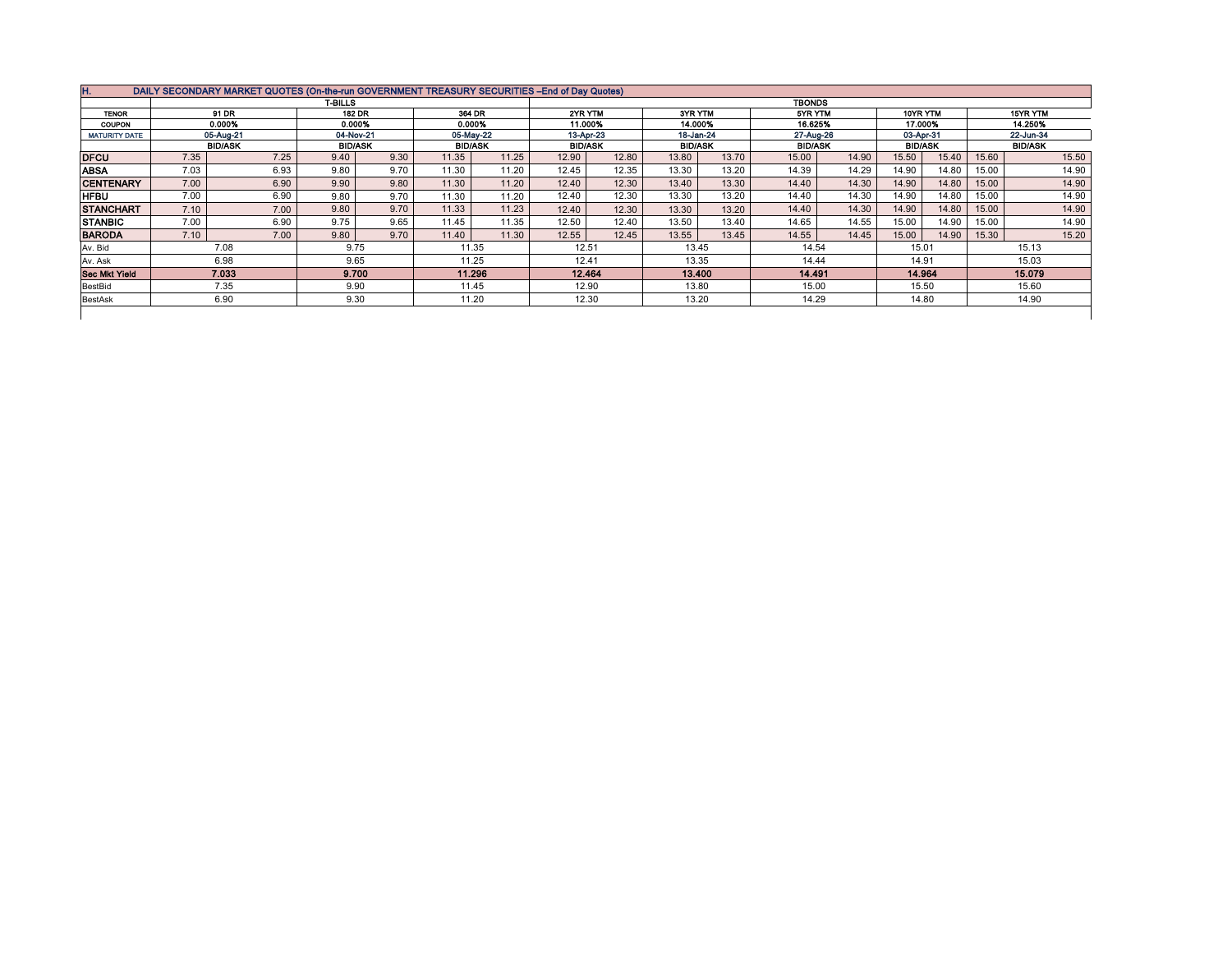## H. DAILY SECONDARY MARKET QUOTES (On-the-run GOVERNMENT TREASURY SECURITIES –End of Day Quotes)

| | T-BILLS | | | | | | TBONDS | | | | | | | | | |
|---|---|---|---|---|---|---|---|---|---|---|---|---|---|---|---|---|
| TENOR | 91 DR | | 182 DR | | 364 DR | | 2YR YTM | | 3YR YTM | | 5YR YTM | | 10YR YTM | | 15YR YTM | |
| COUPON | 0.000% | | 0.000% | | 0.000% | | 11.000% | | 14.000% | | 16.625% | | 17.000% | | 14.250% | |
| MATURITY DATE | 05-Aug-21 | | 04-Nov-21 | | 05-May-22 | | 13-Apr-23 | | 18-Jan-24 | | 27-Aug-26 | | 03-Apr-31 | | 22-Jun-34 | |
| | BID/ASK | | BID/ASK | | BID/ASK | | BID/ASK | | BID/ASK | | BID/ASK | | BID/ASK | | BID/ASK | |
| **DFCU** | 7.35 | 7.25 | 9.40 | 9.30 | 11.35 | 11.25 | 12.90 | 12.80 | 13.80 | 13.70 | 15.00 | 14.90 | 15.50 | 15.40 | 15.60 | 15.50 |
| **ABSA** | 7.03 | 6.93 | 9.80 | 9.70 | 11.30 | 11.20 | 12.45 | 12.35 | 13.30 | 13.20 | 14.39 | 14.29 | 14.90 | 14.80 | 15.00 | 14.90 |
| **CENTENARY** | 7.00 | 6.90 | 9.90 | 9.80 | 11.30 | 11.20 | 12.40 | 12.30 | 13.40 | 13.30 | 14.40 | 14.30 | 14.90 | 14.80 | 15.00 | 14.90 |
| **HFBU** | 7.00 | 6.90 | 9.80 | 9.70 | 11.30 | 11.20 | 12.40 | 12.30 | 13.30 | 13.20 | 14.40 | 14.30 | 14.90 | 14.80 | 15.00 | 14.90 |
| **STANCHART** | 7.10 | 7.00 | 9.80 | 9.70 | 11.33 | 11.23 | 12.40 | 12.30 | 13.30 | 13.20 | 14.40 | 14.30 | 14.90 | 14.80 | 15.00 | 14.90 |
| **STANBIC** | 7.00 | 6.90 | 9.75 | 9.65 | 11.45 | 11.35 | 12.50 | 12.40 | 13.50 | 13.40 | 14.65 | 14.55 | 15.00 | 14.90 | 15.00 | 14.90 |
| **BARODA** | 7.10 | 7.00 | 9.80 | 9.70 | 11.40 | 11.30 | 12.55 | 12.45 | 13.55 | 13.45 | 14.55 | 14.45 | 15.00 | 14.90 | 15.30 | 15.20 |
| Av. Bid | 7.08 | | 9.75 | | 11.35 | | 12.51 | | 13.45 | | 14.54 | | 15.01 | | 15.13 | |
| Av. Ask | 6.98 | | 9.65 | | 11.25 | | 12.41 | | 13.35 | | 14.44 | | 14.91 | | 15.03 | |
| **Sec Mkt Yield** | **7.033** | | **9.700** | | **11.296** | | **12.464** | | **13.400** | | **14.491** | | **14.964** | | **15.079** | |
| BestBid | 7.35 | | 9.90 | | 11.45 | | 12.90 | | 13.80 | | 15.00 | | 15.50 | | 15.60 | |
| BestAsk | 6.90 | | 9.30 | | 11.20 | | 12.30 | | 13.20 | | 14.29 | | 14.80 | | 14.90 | |